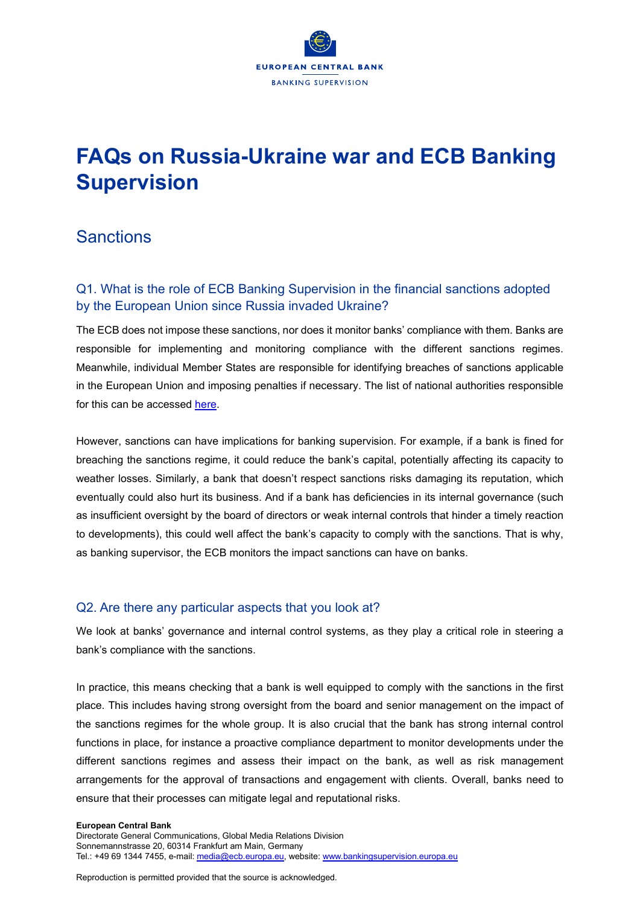# FAQs on Russia-Ukraine war and ECB Banking Supervision

## Sanctions

### Q1. What is the role of ECB Banking Supervision in the financial sanctions adopted by the European Union since Russia invaded Ukraine?

The ECB does not impose these sanctions, nor does it monitor banks' compliance with them. Banks are responsible for implementing and monitoring compliance with the different sanctions regimes. Meanwhile, individual Member States are responsible for identifying breaches of sanctions applicable in the European Union and imposing penalties if necessary. The list of national authorities responsible for this can be accessed here.

However, sanctions can have implications for banking supervision. For example, if a bank is fined for breaching the sanctions regime, it could reduce the bank's capital, potentially affecting its capacity to weather losses. Similarly, a bank that doesn't respect sanctions risks damaging its reputation, which eventually could also hurt its business. And if a bank has deficiencies in its internal governance (such as insufficient oversight by the board of directors or weak internal controls that hinder a timely reaction to developments), this could well affect the bank's capacity to comply with the sanctions. That is why, as banking supervisor, the ECB monitors the impact sanctions can have on banks.

### Q2. Are there any particular aspects that you look at?

We look at banks' governance and internal control systems, as they play a critical role in steering a bank's compliance with the sanctions.

In practice, this means checking that a bank is well equipped to comply with the sanctions in the first place. This includes having strong oversight from the board and senior management on the impact of the sanctions regimes for the whole group. It is also crucial that the bank has strong internal control functions in place, for instance a proactive compliance department to monitor developments under the different sanctions regimes and assess their impact on the bank, as well as risk management arrangements for the approval of transactions and engagement with clients. Overall, banks need to ensure that their processes can mitigate legal and reputational risks.

**European Central Bank**
Directorate General Communications, Global Media Relations Division
Sonnemannstrasse 20, 60314 Frankfurt am Main, Germany
Tel.: +49 69 1344 7455, e-mail: media@ecb.europa.eu, website: www.bankingsupervision.europa.eu

Reproduction is permitted provided that the source is acknowledged.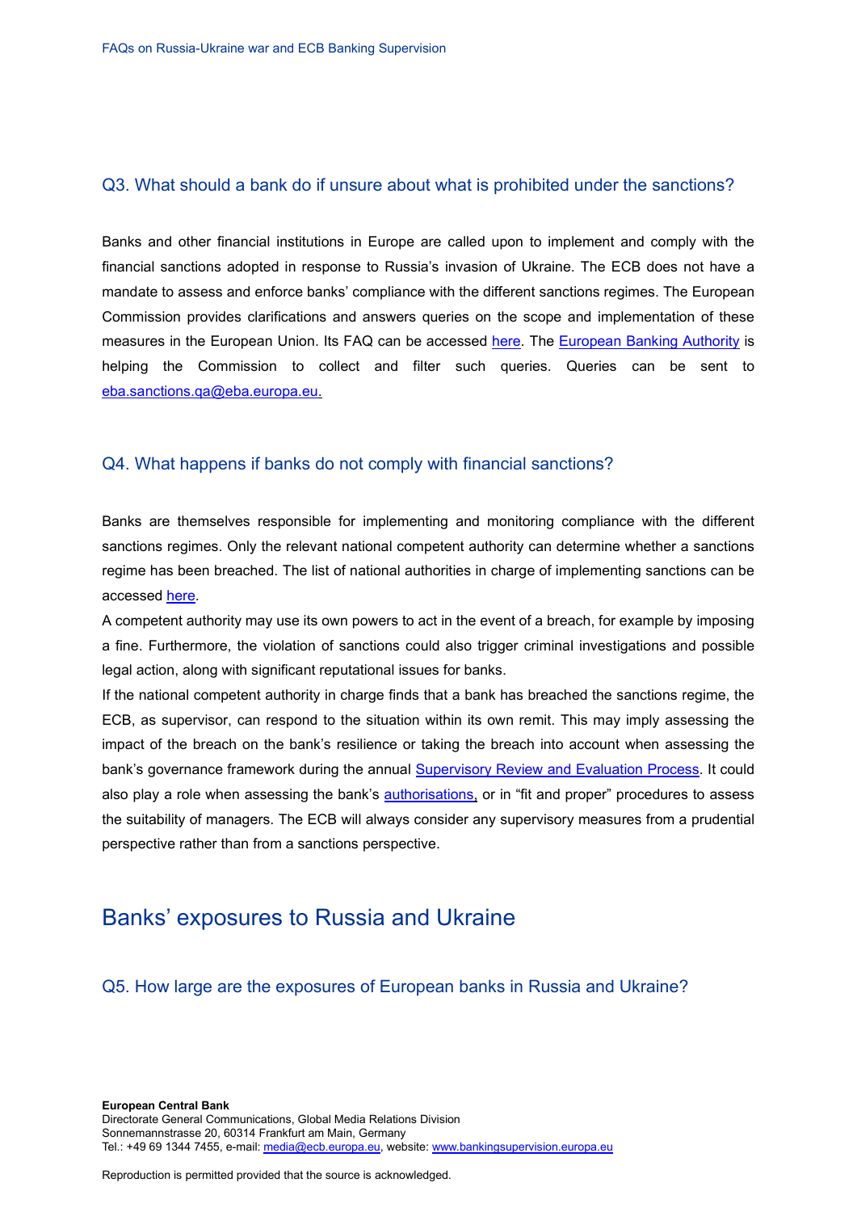### Q3. What should a bank do if unsure about what is prohibited under the sanctions?

Banks and other financial institutions in Europe are called upon to implement and comply with the financial sanctions adopted in response to Russia's invasion of Ukraine. The ECB does not have a mandate to assess and enforce banks' compliance with the different sanctions regimes. The European Commission provides clarifications and answers queries on the scope and implementation of these measures in the European Union. Its FAQ can be accessed here. The European Banking Authority is helping the Commission to collect and filter such queries. Queries can be sent to eba.sanctions.qa@eba.europa.eu.

### Q4. What happens if banks do not comply with financial sanctions?

Banks are themselves responsible for implementing and monitoring compliance with the different sanctions regimes. Only the relevant national competent authority can determine whether a sanctions regime has been breached. The list of national authorities in charge of implementing sanctions can be accessed here.

A competent authority may use its own powers to act in the event of a breach, for example by imposing a fine. Furthermore, the violation of sanctions could also trigger criminal investigations and possible legal action, along with significant reputational issues for banks.

If the national competent authority in charge finds that a bank has breached the sanctions regime, the ECB, as supervisor, can respond to the situation within its own remit. This may imply assessing the impact of the breach on the bank's resilience or taking the breach into account when assessing the bank's governance framework during the annual Supervisory Review and Evaluation Process. It could also play a role when assessing the bank's authorisations, or in "fit and proper" procedures to assess the suitability of managers. The ECB will always consider any supervisory measures from a prudential perspective rather than from a sanctions perspective.

## Banks' exposures to Russia and Ukraine

### Q5. How large are the exposures of European banks in Russia and Ukraine?

**European Central Bank**
Directorate General Communications, Global Media Relations Division
Sonnemannstrasse 20, 60314 Frankfurt am Main, Germany
Tel.: +49 69 1344 7455, e-mail: media@ecb.europa.eu, website: www.bankingsupervision.europa.eu

Reproduction is permitted provided that the source is acknowledged.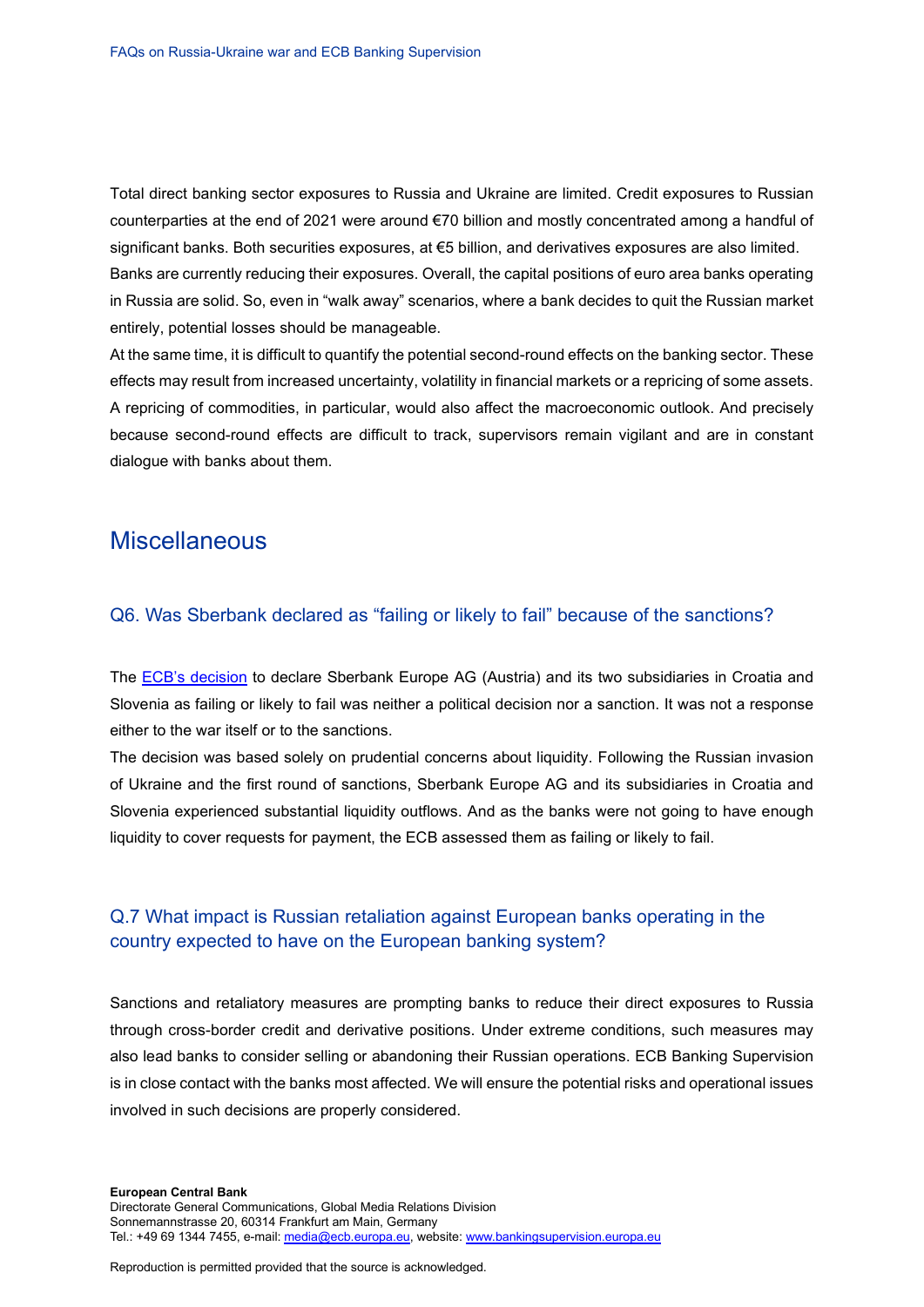Total direct banking sector exposures to Russia and Ukraine are limited. Credit exposures to Russian counterparties at the end of 2021 were around €70 billion and mostly concentrated among a handful of significant banks. Both securities exposures, at €5 billion, and derivatives exposures are also limited. Banks are currently reducing their exposures. Overall, the capital positions of euro area banks operating in Russia are solid. So, even in "walk away" scenarios, where a bank decides to quit the Russian market entirely, potential losses should be manageable.

At the same time, it is difficult to quantify the potential second-round effects on the banking sector. These effects may result from increased uncertainty, volatility in financial markets or a repricing of some assets. A repricing of commodities, in particular, would also affect the macroeconomic outlook. And precisely because second-round effects are difficult to track, supervisors remain vigilant and are in constant dialogue with banks about them.

## Miscellaneous

### Q6. Was Sberbank declared as "failing or likely to fail" because of the sanctions?

The ECB's decision to declare Sberbank Europe AG (Austria) and its two subsidiaries in Croatia and Slovenia as failing or likely to fail was neither a political decision nor a sanction. It was not a response either to the war itself or to the sanctions.

The decision was based solely on prudential concerns about liquidity. Following the Russian invasion of Ukraine and the first round of sanctions, Sberbank Europe AG and its subsidiaries in Croatia and Slovenia experienced substantial liquidity outflows. And as the banks were not going to have enough liquidity to cover requests for payment, the ECB assessed them as failing or likely to fail.

### Q.7 What impact is Russian retaliation against European banks operating in the country expected to have on the European banking system?

Sanctions and retaliatory measures are prompting banks to reduce their direct exposures to Russia through cross-border credit and derivative positions. Under extreme conditions, such measures may also lead banks to consider selling or abandoning their Russian operations. ECB Banking Supervision is in close contact with the banks most affected. We will ensure the potential risks and operational issues involved in such decisions are properly considered.

**European Central Bank**
Directorate General Communications, Global Media Relations Division
Sonnemannstrasse 20, 60314 Frankfurt am Main, Germany
Tel.: +49 69 1344 7455, e-mail: media@ecb.europa.eu, website: www.bankingsupervision.europa.eu

Reproduction is permitted provided that the source is acknowledged.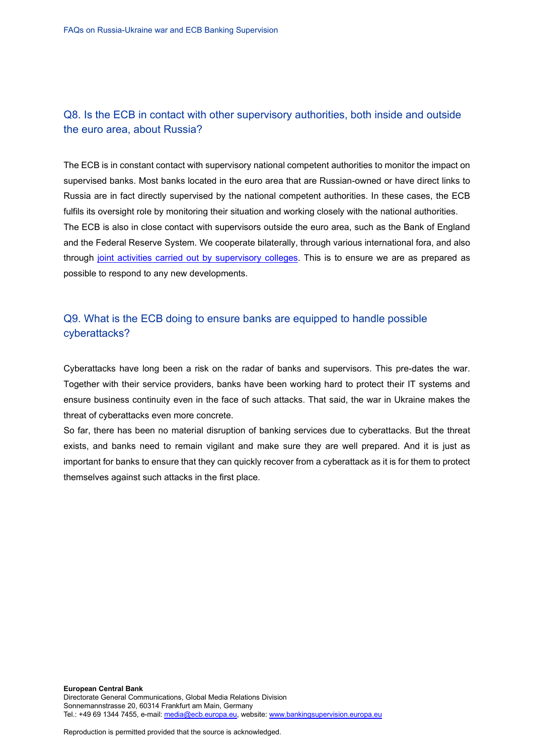## Q8. Is the ECB in contact with other supervisory authorities, both inside and outside the euro area, about Russia?

The ECB is in constant contact with supervisory national competent authorities to monitor the impact on supervised banks. Most banks located in the euro area that are Russian-owned or have direct links to Russia are in fact directly supervised by the national competent authorities. In these cases, the ECB fulfils its oversight role by monitoring their situation and working closely with the national authorities.

The ECB is also in close contact with supervisors outside the euro area, such as the Bank of England and the Federal Reserve System. We cooperate bilaterally, through various international fora, and also through joint activities carried out by supervisory colleges. This is to ensure we are as prepared as possible to respond to any new developments.

## Q9. What is the ECB doing to ensure banks are equipped to handle possible cyberattacks?

Cyberattacks have long been a risk on the radar of banks and supervisors. This pre-dates the war. Together with their service providers, banks have been working hard to protect their IT systems and ensure business continuity even in the face of such attacks. That said, the war in Ukraine makes the threat of cyberattacks even more concrete.

So far, there has been no material disruption of banking services due to cyberattacks. But the threat exists, and banks need to remain vigilant and make sure they are well prepared. And it is just as important for banks to ensure that they can quickly recover from a cyberattack as it is for them to protect themselves against such attacks in the first place.

**European Central Bank**
Directorate General Communications, Global Media Relations Division
Sonnemannstrasse 20, 60314 Frankfurt am Main, Germany
Tel.: +49 69 1344 7455, e-mail: media@ecb.europa.eu, website: www.bankingsupervision.europa.eu

Reproduction is permitted provided that the source is acknowledged.